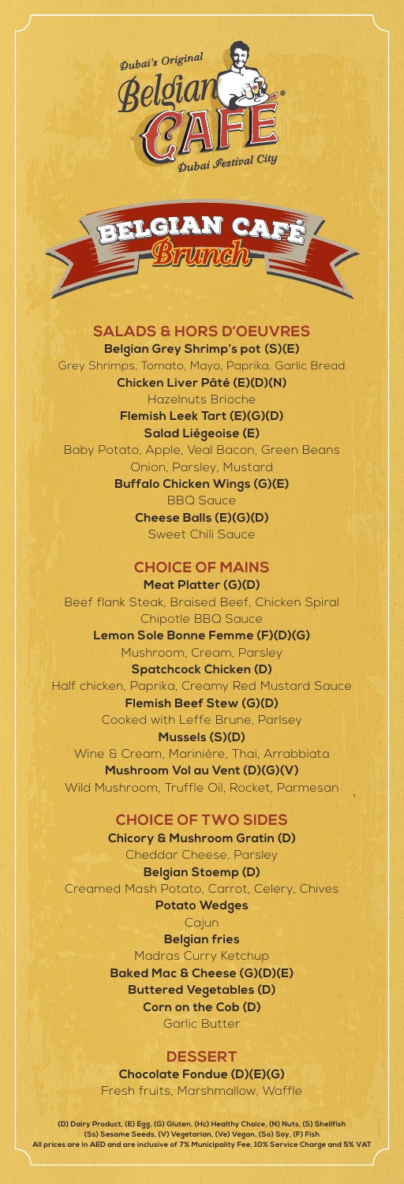Dubai's Original

# Belgian CAFE

Dubai Festival City

## BELGIAN CAFÉ Brunch

### SALADS & HORS D'OEUVRES

**Belgian Grey Shrimp's pot (S)(E)**
Grey Shrimps, Tomato, Mayo, Paprika, Garlic Bread

**Chicken Liver Pâté (E)(D)(N)**
Hazelnuts Brioche

**Flemish Leek Tart (E)(G)(D)**

**Salad Liégeoise (E)**
Baby Potato, Apple, Veal Bacon, Green Beans
Onion, Parsley, Mustard

**Buffalo Chicken Wings (G)(E)**
BBQ Sauce

**Cheese Balls (E)(G)(D)**
Sweet Chili Sauce

### CHOICE OF MAINS

**Meat Platter (G)(D)**
Beef flank Steak, Braised Beef, Chicken Spiral
Chipotle BBQ Sauce

**Lemon Sole Bonne Femme (F)(D)(G)**
Mushroom, Cream, Parsley

**Spatchcock Chicken (D)**
Half chicken, Paprika, Creamy Red Mustard Sauce

**Flemish Beef Stew (G)(D)**
Cooked with Leffe Brune, Parlsey

**Mussels (S)(D)**
Wine & Cream, Marinière, Thai, Arrabbiata

**Mushroom Vol au Vent (D)(G)(V)**
Wild Mushroom, Truffle Oil, Rocket, Parmesan

### CHOICE OF TWO SIDES

**Chicory & Mushroom Gratin (D)**
Cheddar Cheese, Parsley

**Belgian Stoemp (D)**
Creamed Mash Potato, Carrot, Celery, Chives

**Potato Wedges**
Cajun

**Belgian fries**
Madras Curry Ketchup

**Baked Mac & Cheese (G)(D)(E)**

**Buttered Vegetables (D)**

**Corn on the Cob (D)**
Garlic Butter

### DESSERT

**Chocolate Fondue (D)(E)(G)**
Fresh fruits, Marshmallow, Waffle

(D) Dairy Product, (E) Egg, (G) Gluten, (Hc) Healthy Choice, (N) Nuts, (S) Shellfish
(Ss) Sesame Seeds, (V) Vegetarian, (Ve) Vegan, (So) Soy, (F) Fish
All prices are in AED and are inclusive of 7% Municipality Fee, 10% Service Charge and 5% VAT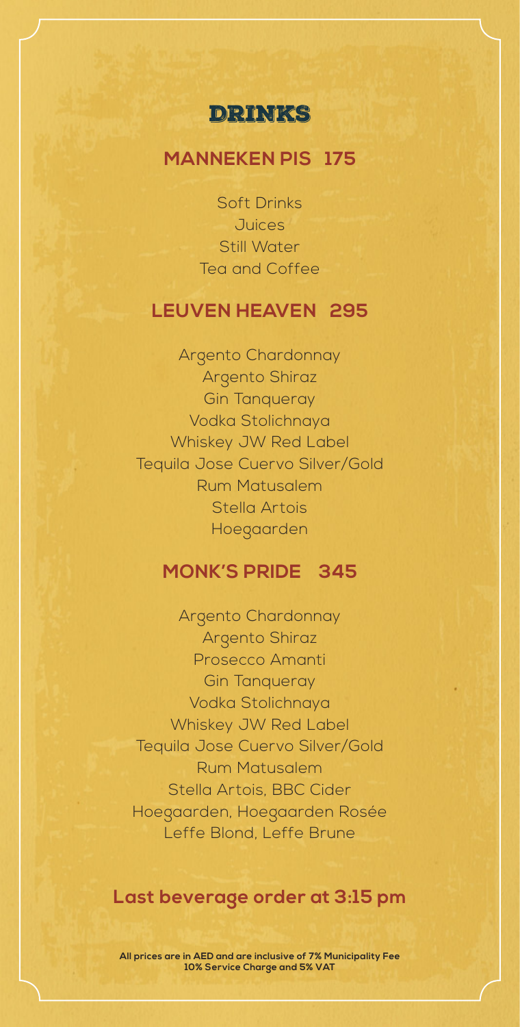# DRINKS

## MANNEKEN PIS 175

Soft Drinks
Juices
Still Water
Tea and Coffee

## LEUVEN HEAVEN 295

Argento Chardonnay
Argento Shiraz
Gin Tanqueray
Vodka Stolichnaya
Whiskey JW Red Label
Tequila Jose Cuervo Silver/Gold
Rum Matusalem
Stella Artois
Hoegaarden

## MONK'S PRIDE 345

Argento Chardonnay
Argento Shiraz
Prosecco Amanti
Gin Tanqueray
Vodka Stolichnaya
Whiskey JW Red Label
Tequila Jose Cuervo Silver/Gold
Rum Matusalem
Stella Artois, BBC Cider
Hoegaarden, Hoegaarden Rosée
Leffe Blond, Leffe Brune

## Last beverage order at 3:15 pm

**All prices are in AED and are inclusive of 7% Municipality Fee 10% Service Charge and 5% VAT**